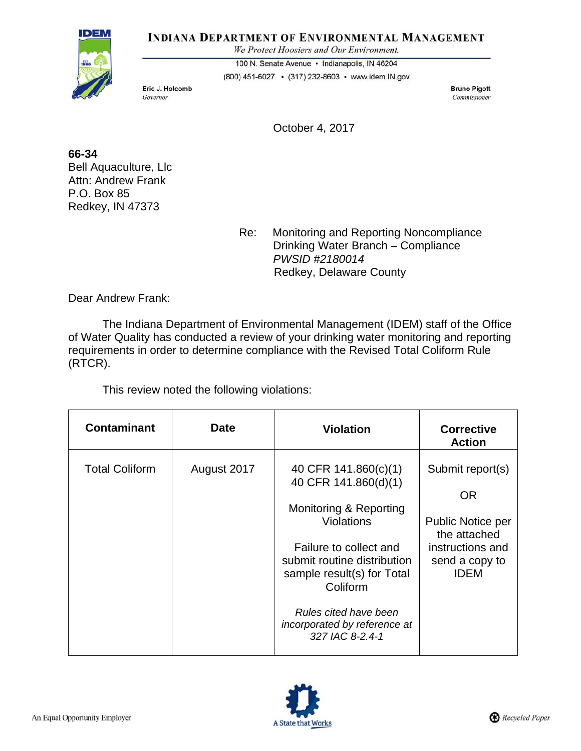**INDIANA DEPARTMENT OF ENVIRONMENTAL MANAGEMENT**

*We Protect Hoosiers and Our Environment.*

100 N. Senate Avenue • Indianapolis, IN 46204

(800) 451-6027 • (317) 232-8603 • www.idem.IN.gov

**Eric J. Holcomb**
*Governor*

**Bruno Pigott**
*Commissioner*

October 4, 2017

**66-34**
Bell Aquaculture, Llc
Attn: Andrew Frank
P.O. Box 85
Redkey, IN 47373

Re: Monitoring and Reporting Noncompliance
Drinking Water Branch – Compliance
*PWSID #2180014*
Redkey, Delaware County

Dear Andrew Frank:

The Indiana Department of Environmental Management (IDEM) staff of the Office of Water Quality has conducted a review of your drinking water monitoring and reporting requirements in order to determine compliance with the Revised Total Coliform Rule (RTCR).

This review noted the following violations:

| **Contaminant** | **Date** | **Violation** | **Corrective Action** |
|---|---|---|---|
| Total Coliform | August 2017 | 40 CFR 141.860(c)(1)<br>40 CFR 141.860(d)(1)<br><br>Monitoring & Reporting Violations<br><br>Failure to collect and submit routine distribution sample result(s) for Total Coliform<br><br>*Rules cited have been incorporated by reference at 327 IAC 8-2.4-1* | Submit report(s)<br><br>OR<br><br>Public Notice per the attached instructions and send a copy to IDEM |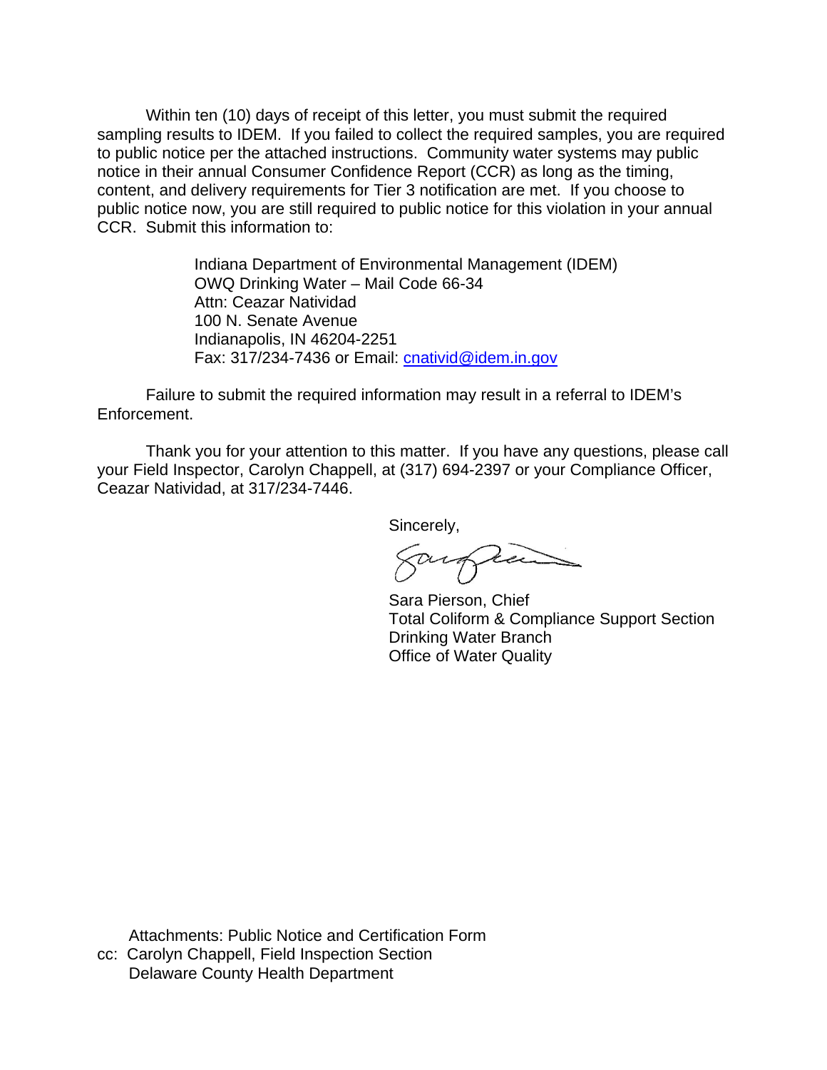Within ten (10) days of receipt of this letter, you must submit the required sampling results to IDEM. If you failed to collect the required samples, you are required to public notice per the attached instructions. Community water systems may public notice in their annual Consumer Confidence Report (CCR) as long as the timing, content, and delivery requirements for Tier 3 notification are met. If you choose to public notice now, you are still required to public notice for this violation in your annual CCR. Submit this information to:

Indiana Department of Environmental Management (IDEM)
OWQ Drinking Water – Mail Code 66-34
Attn: Ceazar Natividad
100 N. Senate Avenue
Indianapolis, IN 46204-2251
Fax: 317/234-7436 or Email: cnativid@idem.in.gov

Failure to submit the required information may result in a referral to IDEM's Enforcement.

Thank you for your attention to this matter. If you have any questions, please call your Field Inspector, Carolyn Chappell, at (317) 694-2397 or your Compliance Officer, Ceazar Natividad, at 317/234-7446.

Sincerely,

Sara Pierson, Chief
Total Coliform & Compliance Support Section
Drinking Water Branch
Office of Water Quality

Attachments: Public Notice and Certification Form
cc: Carolyn Chappell, Field Inspection Section
Delaware County Health Department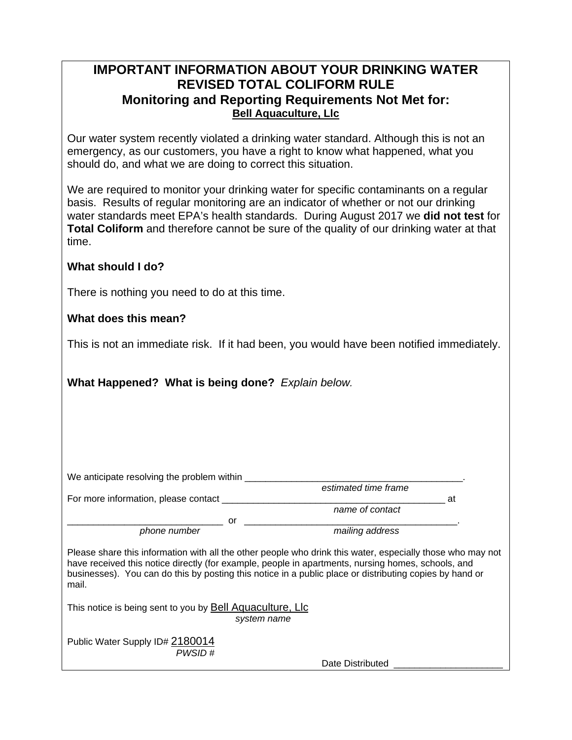# IMPORTANT INFORMATION ABOUT YOUR DRINKING WATER
## REVISED TOTAL COLIFORM RULE
## Monitoring and Reporting Requirements Not Met for:
**Bell Aquaculture, Llc**

Our water system recently violated a drinking water standard. Although this is not an emergency, as our customers, you have a right to know what happened, what you should do, and what we are doing to correct this situation.

We are required to monitor your drinking water for specific contaminants on a regular basis. Results of regular monitoring are an indicator of whether or not our drinking water standards meet EPA's health standards. During August 2017 we **did not test** for **Total Coliform** and therefore cannot be sure of the quality of our drinking water at that time.

**What should I do?**

There is nothing you need to do at this time.

**What does this mean?**

This is not an immediate risk. If it had been, you would have been notified immediately.

**What Happened? What is being done?** *Explain below.*

We anticipate resolving the problem within ________________________________________.
*estimated time frame*

For more information, please contact ________________________________________ at
*name of contact*

____________________________ or ________________________________________.
*phone number* *mailing address*

Please share this information with all the other people who drink this water, especially those who may not have received this notice directly (for example, people in apartments, nursing homes, schools, and businesses). You can do this by posting this notice in a public place or distributing copies by hand or mail.

This notice is being sent to you by Bell Aquaculture, Llc
*system name*

Public Water Supply ID# 2180014
*PWSID #*

Date Distributed ____________________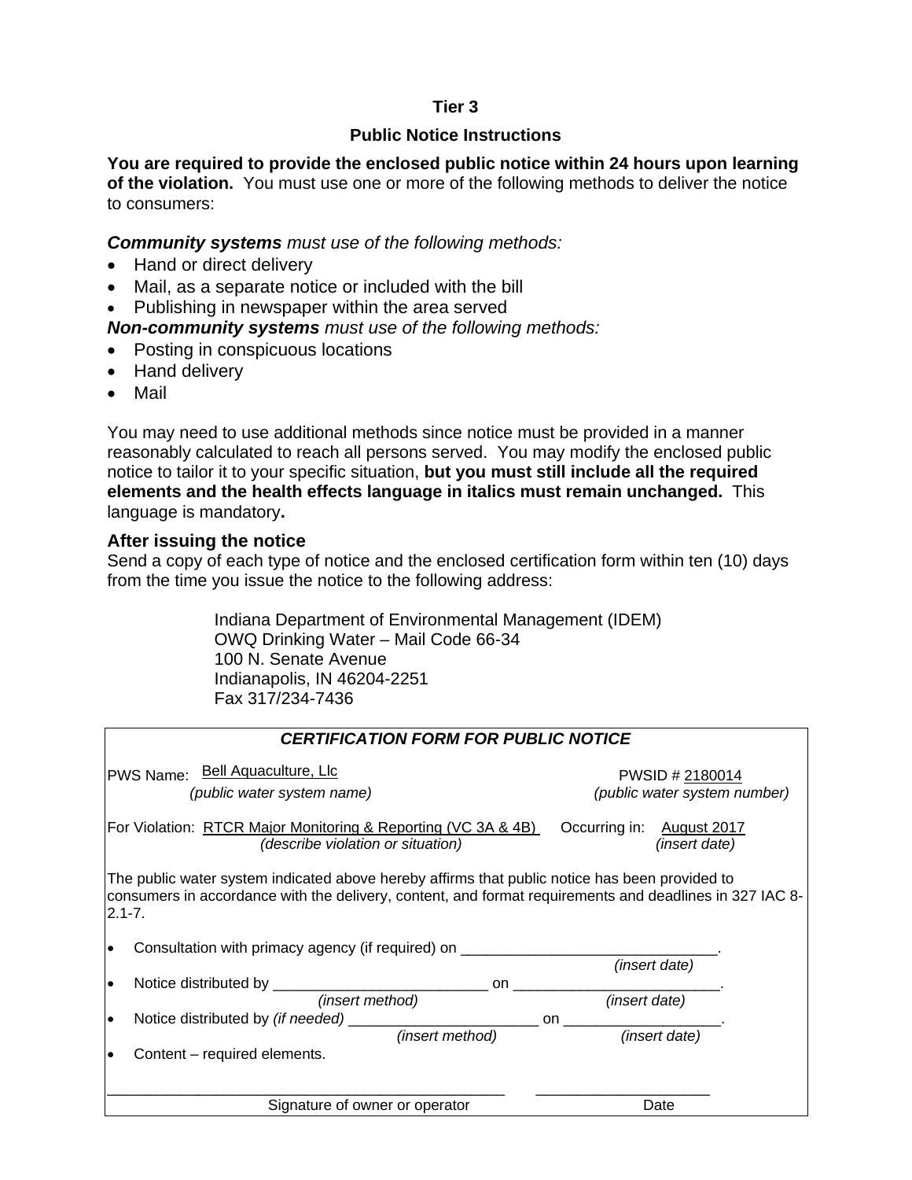**Tier 3**

**Public Notice Instructions**

**You are required to provide the enclosed public notice within 24 hours upon learning of the violation.** You must use one or more of the following methods to deliver the notice to consumers:

***Community systems*** *must use of the following methods:*

- Hand or direct delivery
- Mail, as a separate notice or included with the bill
- Publishing in newspaper within the area served

***Non-community systems*** *must use of the following methods:*

- Posting in conspicuous locations
- Hand delivery
- Mail

You may need to use additional methods since notice must be provided in a manner reasonably calculated to reach all persons served. You may modify the enclosed public notice to tailor it to your specific situation, **but you must still include all the required elements and the health effects language in italics must remain unchanged.** This language is mandatory**.**

### After issuing the notice

Send a copy of each type of notice and the enclosed certification form within ten (10) days from the time you issue the notice to the following address:

Indiana Department of Environmental Management (IDEM)
OWQ Drinking Water – Mail Code 66-34
100 N. Senate Avenue
Indianapolis, IN 46204-2251
Fax 317/234-7436

***CERTIFICATION FORM FOR PUBLIC NOTICE***

PWS Name: Bell Aquaculture, Llc — *(public water system name)*

PWSID # 2180014 — *(public water system number)*

For Violation: RTCR Major Monitoring & Reporting (VC 3A & 4B) — *(describe violation or situation)*

Occurring in: August 2017 — *(insert date)*

The public water system indicated above hereby affirms that public notice has been provided to consumers in accordance with the delivery, content, and format requirements and deadlines in 327 IAC 8-2.1-7.

- Consultation with primacy agency (if required) on ______________________________. *(insert date)*
- Notice distributed by _________________________ *(insert method)* on _________________________. *(insert date)*
- Notice distributed by *(if needed)* _______________________ *(insert method)* on ___________________. *(insert date)*
- Content – required elements.

_______________________________________________ Signature of owner or operator

_____________________ Date